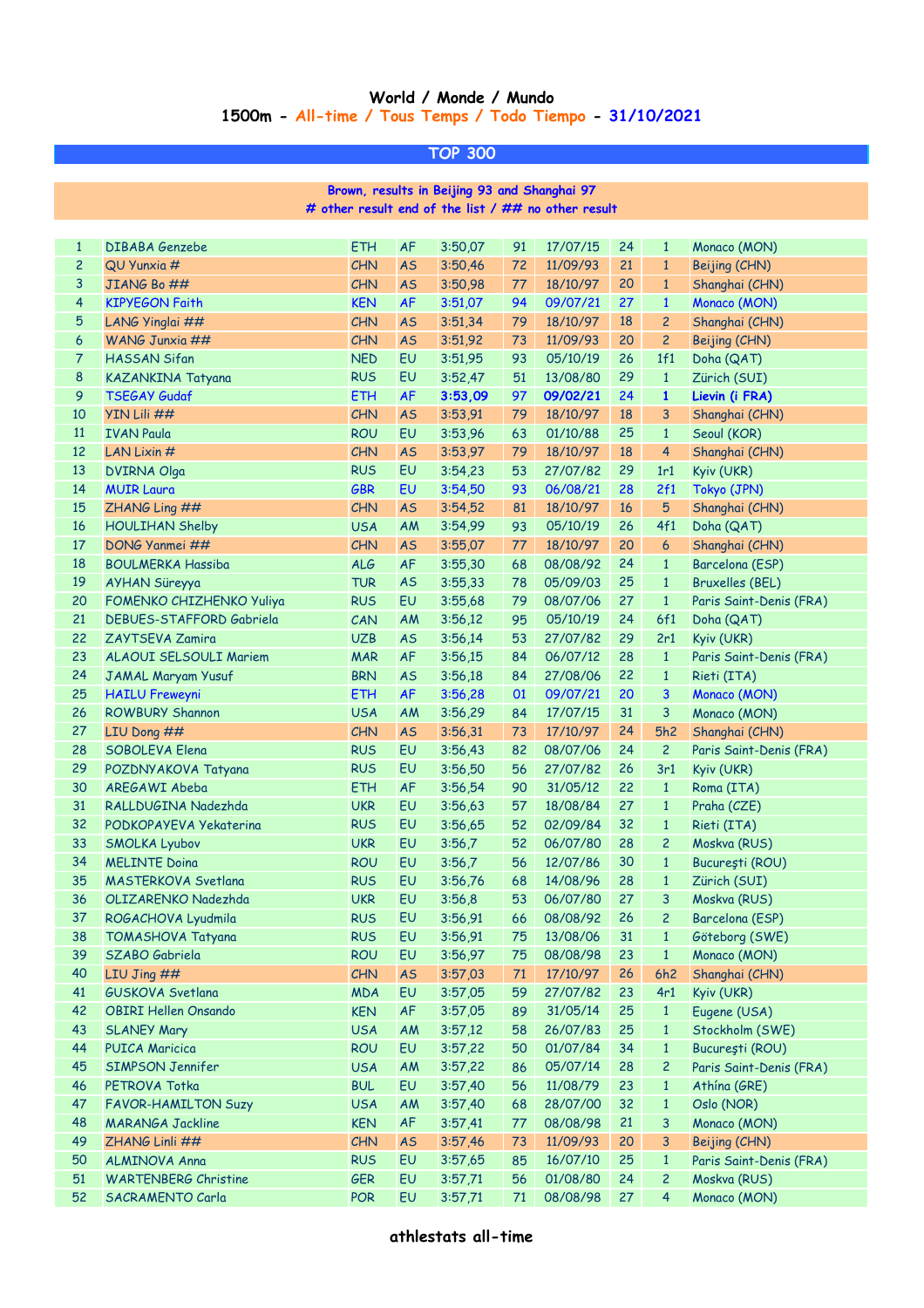# World / Monde / Mundo
## 1500m - All-time / Tous Temps / Todo Tiempo - 31/10/2021

### TOP 300

**Brown, results in Beijing 93 and Shanghai 97**
**# other result end of the list / ## no other result**

| | | | | | | | | | |
|---|---|---|---|---|---|---|---|---|---|
| 1 | DIBABA Genzebe | ETH | AF | 3:50,07 | 91 | 17/07/15 | 24 | 1 | Monaco (MON) |
| 2 | QU Yunxia # | CHN | AS | 3:50,46 | 72 | 11/09/93 | 21 | 1 | Beijing (CHN) |
| 3 | JIANG Bo ## | CHN | AS | 3:50,98 | 77 | 18/10/97 | 20 | 1 | Shanghai (CHN) |
| 4 | KIPYEGON Faith | KEN | AF | 3:51,07 | 94 | 09/07/21 | 27 | 1 | Monaco (MON) |
| 5 | LANG Yinglai ## | CHN | AS | 3:51,34 | 79 | 18/10/97 | 18 | 2 | Shanghai (CHN) |
| 6 | WANG Junxia ## | CHN | AS | 3:51,92 | 73 | 11/09/93 | 20 | 2 | Beijing (CHN) |
| 7 | HASSAN Sifan | NED | EU | 3:51,95 | 93 | 05/10/19 | 26 | 1f1 | Doha (QAT) |
| 8 | KAZANKINA Tatyana | RUS | EU | 3:52,47 | 51 | 13/08/80 | 29 | 1 | Zürich (SUI) |
| 9 | TSEGAY Gudaf | ETH | AF | **3:53,09** | 97 | **09/02/21** | 24 | **1** | **Lievin (i FRA)** |
| 10 | YIN Lili ## | CHN | AS | 3:53,91 | 79 | 18/10/97 | 18 | 3 | Shanghai (CHN) |
| 11 | IVAN Paula | ROU | EU | 3:53,96 | 63 | 01/10/88 | 25 | 1 | Seoul (KOR) |
| 12 | LAN Lixin # | CHN | AS | 3:53,97 | 79 | 18/10/97 | 18 | 4 | Shanghai (CHN) |
| 13 | DVIRNA Olga | RUS | EU | 3:54,23 | 53 | 27/07/82 | 29 | 1r1 | Kyiv (UKR) |
| 14 | MUIR Laura | GBR | EU | 3:54,50 | 93 | 06/08/21 | 28 | 2f1 | Tokyo (JPN) |
| 15 | ZHANG Ling ## | CHN | AS | 3:54,52 | 81 | 18/10/97 | 16 | 5 | Shanghai (CHN) |
| 16 | HOULIHAN Shelby | USA | AM | 3:54,99 | 93 | 05/10/19 | 26 | 4f1 | Doha (QAT) |
| 17 | DONG Yanmei ## | CHN | AS | 3:55,07 | 77 | 18/10/97 | 20 | 6 | Shanghai (CHN) |
| 18 | BOULMERKA Hassiba | ALG | AF | 3:55,30 | 68 | 08/08/92 | 24 | 1 | Barcelona (ESP) |
| 19 | AYHAN Süreyya | TUR | AS | 3:55,33 | 78 | 05/09/03 | 25 | 1 | Bruxelles (BEL) |
| 20 | FOMENKO CHIZHENKO Yuliya | RUS | EU | 3:55,68 | 79 | 08/07/06 | 27 | 1 | Paris Saint-Denis (FRA) |
| 21 | DEBUES-STAFFORD Gabriela | CAN | AM | 3:56,12 | 95 | 05/10/19 | 24 | 6f1 | Doha (QAT) |
| 22 | ZAYTSEVA Zamira | UZB | AS | 3:56,14 | 53 | 27/07/82 | 29 | 2r1 | Kyiv (UKR) |
| 23 | ALAOUI SELSOULI Mariem | MAR | AF | 3:56,15 | 84 | 06/07/12 | 28 | 1 | Paris Saint-Denis (FRA) |
| 24 | JAMAL Maryam Yusuf | BRN | AS | 3:56,18 | 84 | 27/08/06 | 22 | 1 | Rieti (ITA) |
| 25 | HAILU Freweyni | ETH | AF | 3:56,28 | 01 | 09/07/21 | 20 | 3 | Monaco (MON) |
| 26 | ROWBURY Shannon | USA | AM | 3:56,29 | 84 | 17/07/15 | 31 | 3 | Monaco (MON) |
| 27 | LIU Dong ## | CHN | AS | 3:56,31 | 73 | 17/10/97 | 24 | 5h2 | Shanghai (CHN) |
| 28 | SOBOLEVA Elena | RUS | EU | 3:56,43 | 82 | 08/07/06 | 24 | 2 | Paris Saint-Denis (FRA) |
| 29 | POZDNYAKOVA Tatyana | RUS | EU | 3:56,50 | 56 | 27/07/82 | 26 | 3r1 | Kyiv (UKR) |
| 30 | AREGAWI Abeba | ETH | AF | 3:56,54 | 90 | 31/05/12 | 22 | 1 | Roma (ITA) |
| 31 | RALLDUGINA Nadezhda | UKR | EU | 3:56,63 | 57 | 18/08/84 | 27 | 1 | Praha (CZE) |
| 32 | PODKOPAYEVA Yekaterina | RUS | EU | 3:56,65 | 52 | 02/09/84 | 32 | 1 | Rieti (ITA) |
| 33 | SMOLKA Lyubov | UKR | EU | 3:56,7 | 52 | 06/07/80 | 28 | 2 | Moskva (RUS) |
| 34 | MELINTE Doina | ROU | EU | 3:56,7 | 56 | 12/07/86 | 30 | 1 | Bucureşti (ROU) |
| 35 | MASTERKOVA Svetlana | RUS | EU | 3:56,76 | 68 | 14/08/96 | 28 | 1 | Zürich (SUI) |
| 36 | OLIZARENKO Nadezhda | UKR | EU | 3:56,8 | 53 | 06/07/80 | 27 | 3 | Moskva (RUS) |
| 37 | ROGACHOVA Lyudmila | RUS | EU | 3:56,91 | 66 | 08/08/92 | 26 | 2 | Barcelona (ESP) |
| 38 | TOMASHOVA Tatyana | RUS | EU | 3:56,91 | 75 | 13/08/06 | 31 | 1 | Göteborg (SWE) |
| 39 | SZABO Gabriela | ROU | EU | 3:56,97 | 75 | 08/08/98 | 23 | 1 | Monaco (MON) |
| 40 | LIU Jing ## | CHN | AS | 3:57,03 | 71 | 17/10/97 | 26 | 6h2 | Shanghai (CHN) |
| 41 | GUSKOVA Svetlana | MDA | EU | 3:57,05 | 59 | 27/07/82 | 23 | 4r1 | Kyiv (UKR) |
| 42 | OBIRI Hellen Onsando | KEN | AF | 3:57,05 | 89 | 31/05/14 | 25 | 1 | Eugene (USA) |
| 43 | SLANEY Mary | USA | AM | 3:57,12 | 58 | 26/07/83 | 25 | 1 | Stockholm (SWE) |
| 44 | PUICA Maricica | ROU | EU | 3:57,22 | 50 | 01/07/84 | 34 | 1 | Bucureşti (ROU) |
| 45 | SIMPSON Jennifer | USA | AM | 3:57,22 | 86 | 05/07/14 | 28 | 2 | Paris Saint-Denis (FRA) |
| 46 | PETROVA Totka | BUL | EU | 3:57,40 | 56 | 11/08/79 | 23 | 1 | Athína (GRE) |
| 47 | FAVOR-HAMILTON Suzy | USA | AM | 3:57,40 | 68 | 28/07/00 | 32 | 1 | Oslo (NOR) |
| 48 | MARANGA Jackline | KEN | AF | 3:57,41 | 77 | 08/08/98 | 21 | 3 | Monaco (MON) |
| 49 | ZHANG Linli ## | CHN | AS | 3:57,46 | 73 | 11/09/93 | 20 | 3 | Beijing (CHN) |
| 50 | ALMINOVA Anna | RUS | EU | 3:57,65 | 85 | 16/07/10 | 25 | 1 | Paris Saint-Denis (FRA) |
| 51 | WARTENBERG Christine | GER | EU | 3:57,71 | 56 | 01/08/80 | 24 | 2 | Moskva (RUS) |
| 52 | SACRAMENTO Carla | POR | EU | 3:57,71 | 71 | 08/08/98 | 27 | 4 | Monaco (MON) |

athlestats all-time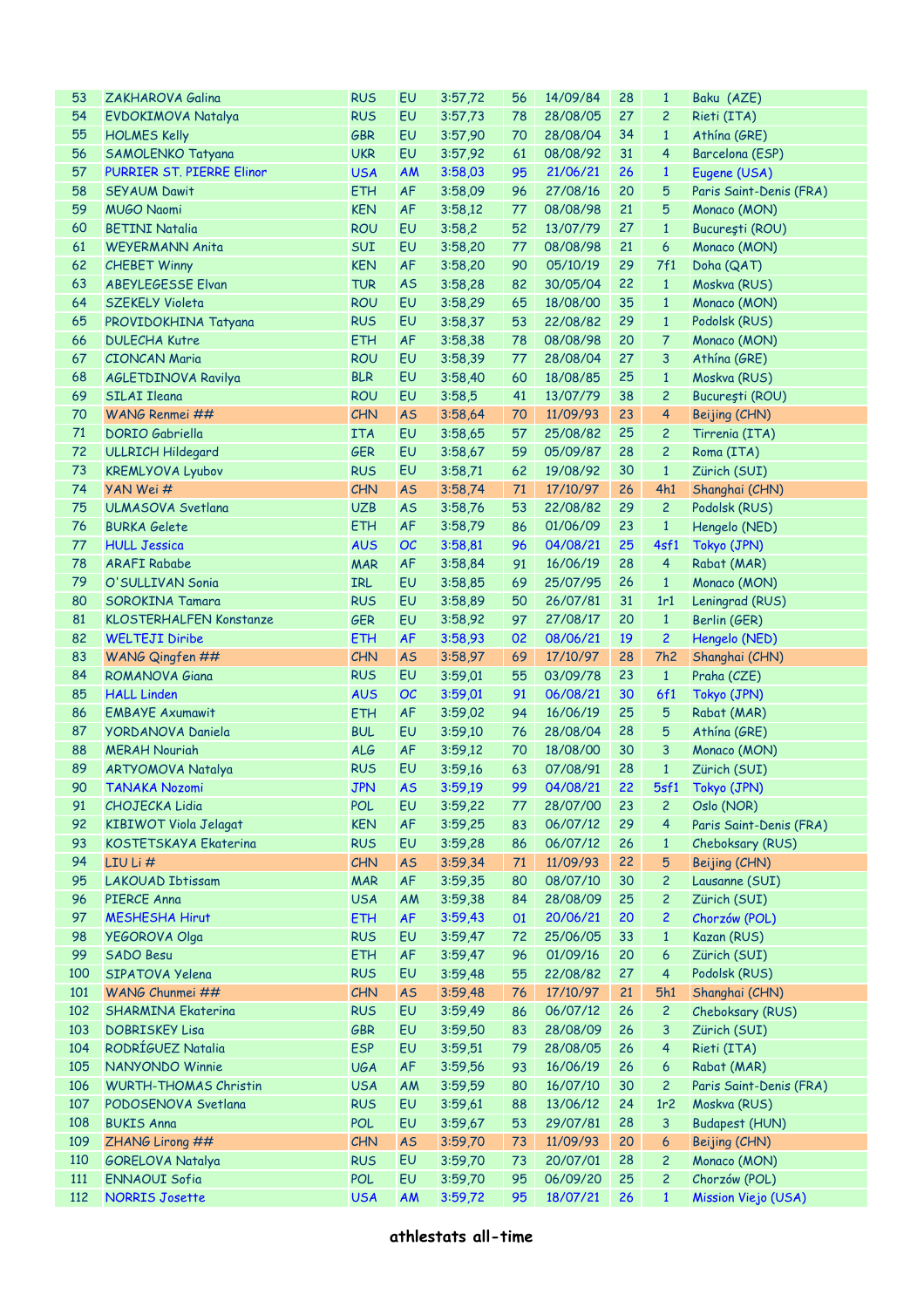| | | | | | | | | | |
|---|---|---|---|---|---|---|---|---|---|
| 53 | ZAKHAROVA Galina | RUS | EU | 3:57,72 | 56 | 14/09/84 | 28 | 1 | Baku (AZE) |
| 54 | EVDOKIMOVA Natalya | RUS | EU | 3:57,73 | 78 | 28/08/05 | 27 | 2 | Rieti (ITA) |
| 55 | HOLMES Kelly | GBR | EU | 3:57,90 | 70 | 28/08/04 | 34 | 1 | Athína (GRE) |
| 56 | SAMOLENKO Tatyana | UKR | EU | 3:57,92 | 61 | 08/08/92 | 31 | 4 | Barcelona (ESP) |
| 57 | PURRIER ST. PIERRE Elinor | USA | AM | 3:58,03 | 95 | 21/06/21 | 26 | 1 | Eugene (USA) |
| 58 | SEYAUM Dawit | ETH | AF | 3:58,09 | 96 | 27/08/16 | 20 | 5 | Paris Saint-Denis (FRA) |
| 59 | MUGO Naomi | KEN | AF | 3:58,12 | 77 | 08/08/98 | 21 | 5 | Monaco (MON) |
| 60 | BETINI Natalia | ROU | EU | 3:58,2 | 52 | 13/07/79 | 27 | 1 | Bucureşti (ROU) |
| 61 | WEYERMANN Anita | SUI | EU | 3:58,20 | 77 | 08/08/98 | 21 | 6 | Monaco (MON) |
| 62 | CHEBET Winny | KEN | AF | 3:58,20 | 90 | 05/10/19 | 29 | 7f1 | Doha (QAT) |
| 63 | ABEYLEGESSE Elvan | TUR | AS | 3:58,28 | 82 | 30/05/04 | 22 | 1 | Moskva (RUS) |
| 64 | SZEKELY Violeta | ROU | EU | 3:58,29 | 65 | 18/08/00 | 35 | 1 | Monaco (MON) |
| 65 | PROVIDOKHINA Tatyana | RUS | EU | 3:58,37 | 53 | 22/08/82 | 29 | 1 | Podolsk (RUS) |
| 66 | DULECHA Kutre | ETH | AF | 3:58,38 | 78 | 08/08/98 | 20 | 7 | Monaco (MON) |
| 67 | CIONCAN Maria | ROU | EU | 3:58,39 | 77 | 28/08/04 | 27 | 3 | Athína (GRE) |
| 68 | AGLETDINOVA Ravilya | BLR | EU | 3:58,40 | 60 | 18/08/85 | 25 | 1 | Moskva (RUS) |
| 69 | SILAI Ileana | ROU | EU | 3:58,5 | 41 | 13/07/79 | 38 | 2 | Bucureşti (ROU) |
| 70 | WANG Renmei ## | CHN | AS | 3:58,64 | 70 | 11/09/93 | 23 | 4 | Beijing (CHN) |
| 71 | DORIO Gabriella | ITA | EU | 3:58,65 | 57 | 25/08/82 | 25 | 2 | Tirrenia (ITA) |
| 72 | ULLRICH Hildegard | GER | EU | 3:58,67 | 59 | 05/09/87 | 28 | 2 | Roma (ITA) |
| 73 | KREMLYOVA Lyubov | RUS | EU | 3:58,71 | 62 | 19/08/92 | 30 | 1 | Zürich (SUI) |
| 74 | YAN Wei # | CHN | AS | 3:58,74 | 71 | 17/10/97 | 26 | 4h1 | Shanghai (CHN) |
| 75 | ULMASOVA Svetlana | UZB | AS | 3:58,76 | 53 | 22/08/82 | 29 | 2 | Podolsk (RUS) |
| 76 | BURKA Gelete | ETH | AF | 3:58,79 | 86 | 01/06/09 | 23 | 1 | Hengelo (NED) |
| 77 | HULL Jessica | AUS | OC | 3:58,81 | 96 | 04/08/21 | 25 | 4sf1 | Tokyo (JPN) |
| 78 | ARAFI Rababe | MAR | AF | 3:58,84 | 91 | 16/06/19 | 28 | 4 | Rabat (MAR) |
| 79 | O'SULLIVAN Sonia | IRL | EU | 3:58,85 | 69 | 25/07/95 | 26 | 1 | Monaco (MON) |
| 80 | SOROKINA Tamara | RUS | EU | 3:58,89 | 50 | 26/07/81 | 31 | 1r1 | Leningrad (RUS) |
| 81 | KLOSTERHALFEN Konstanze | GER | EU | 3:58,92 | 97 | 27/08/17 | 20 | 1 | Berlin (GER) |
| 82 | WELTEJI Diribe | ETH | AF | 3:58,93 | 02 | 08/06/21 | 19 | 2 | Hengelo (NED) |
| 83 | WANG Qingfen ## | CHN | AS | 3:58,97 | 69 | 17/10/97 | 28 | 7h2 | Shanghai (CHN) |
| 84 | ROMANOVA Giana | RUS | EU | 3:59,01 | 55 | 03/09/78 | 23 | 1 | Praha (CZE) |
| 85 | HALL Linden | AUS | OC | 3:59,01 | 91 | 06/08/21 | 30 | 6f1 | Tokyo (JPN) |
| 86 | EMBAYE Axumawit | ETH | AF | 3:59,02 | 94 | 16/06/19 | 25 | 5 | Rabat (MAR) |
| 87 | YORDANOVA Daniela | BUL | EU | 3:59,10 | 76 | 28/08/04 | 28 | 5 | Athína (GRE) |
| 88 | MERAH Nouriah | ALG | AF | 3:59,12 | 70 | 18/08/00 | 30 | 3 | Monaco (MON) |
| 89 | ARTYOMOVA Natalya | RUS | EU | 3:59,16 | 63 | 07/08/91 | 28 | 1 | Zürich (SUI) |
| 90 | TANAKA Nozomi | JPN | AS | 3:59,19 | 99 | 04/08/21 | 22 | 5sf1 | Tokyo (JPN) |
| 91 | CHOJECKA Lidia | POL | EU | 3:59,22 | 77 | 28/07/00 | 23 | 2 | Oslo (NOR) |
| 92 | KIBIWOT Viola Jelagat | KEN | AF | 3:59,25 | 83 | 06/07/12 | 29 | 4 | Paris Saint-Denis (FRA) |
| 93 | KOSTETSKAYA Ekaterina | RUS | EU | 3:59,28 | 86 | 06/07/12 | 26 | 1 | Cheboksary (RUS) |
| 94 | LIU Li # | CHN | AS | 3:59,34 | 71 | 11/09/93 | 22 | 5 | Beijing (CHN) |
| 95 | LAKOUAD Ibtissam | MAR | AF | 3:59,35 | 80 | 08/07/10 | 30 | 2 | Lausanne (SUI) |
| 96 | PIERCE Anna | USA | AM | 3:59,38 | 84 | 28/08/09 | 25 | 2 | Zürich (SUI) |
| 97 | MESHESHA Hirut | ETH | AF | 3:59,43 | 01 | 20/06/21 | 20 | 2 | Chorzów (POL) |
| 98 | YEGOROVA Olga | RUS | EU | 3:59,47 | 72 | 25/06/05 | 33 | 1 | Kazan (RUS) |
| 99 | SADO Besu | ETH | AF | 3:59,47 | 96 | 01/09/16 | 20 | 6 | Zürich (SUI) |
| 100 | SIPATOVA Yelena | RUS | EU | 3:59,48 | 55 | 22/08/82 | 27 | 4 | Podolsk (RUS) |
| 101 | WANG Chunmei ## | CHN | AS | 3:59,48 | 76 | 17/10/97 | 21 | 5h1 | Shanghai (CHN) |
| 102 | SHARMINA Ekaterina | RUS | EU | 3:59,49 | 86 | 06/07/12 | 26 | 2 | Cheboksary (RUS) |
| 103 | DOBRISKEY Lisa | GBR | EU | 3:59,50 | 83 | 28/08/09 | 26 | 3 | Zürich (SUI) |
| 104 | RODRÍGUEZ Natalia | ESP | EU | 3:59,51 | 79 | 28/08/05 | 26 | 4 | Rieti (ITA) |
| 105 | NANYONDO Winnie | UGA | AF | 3:59,56 | 93 | 16/06/19 | 26 | 6 | Rabat (MAR) |
| 106 | WURTH-THOMAS Christin | USA | AM | 3:59,59 | 80 | 16/07/10 | 30 | 2 | Paris Saint-Denis (FRA) |
| 107 | PODOSENOVA Svetlana | RUS | EU | 3:59,61 | 88 | 13/06/12 | 24 | 1r2 | Moskva (RUS) |
| 108 | BUKIS Anna | POL | EU | 3:59,67 | 53 | 29/07/81 | 28 | 3 | Budapest (HUN) |
| 109 | ZHANG Lirong ## | CHN | AS | 3:59,70 | 73 | 11/09/93 | 20 | 6 | Beijing (CHN) |
| 110 | GORELOVA Natalya | RUS | EU | 3:59,70 | 73 | 20/07/01 | 28 | 2 | Monaco (MON) |
| 111 | ENNAOUI Sofia | POL | EU | 3:59,70 | 95 | 06/09/20 | 25 | 2 | Chorzów (POL) |
| 112 | NORRIS Josette | USA | AM | 3:59,72 | 95 | 18/07/21 | 26 | 1 | Mission Viejo (USA) |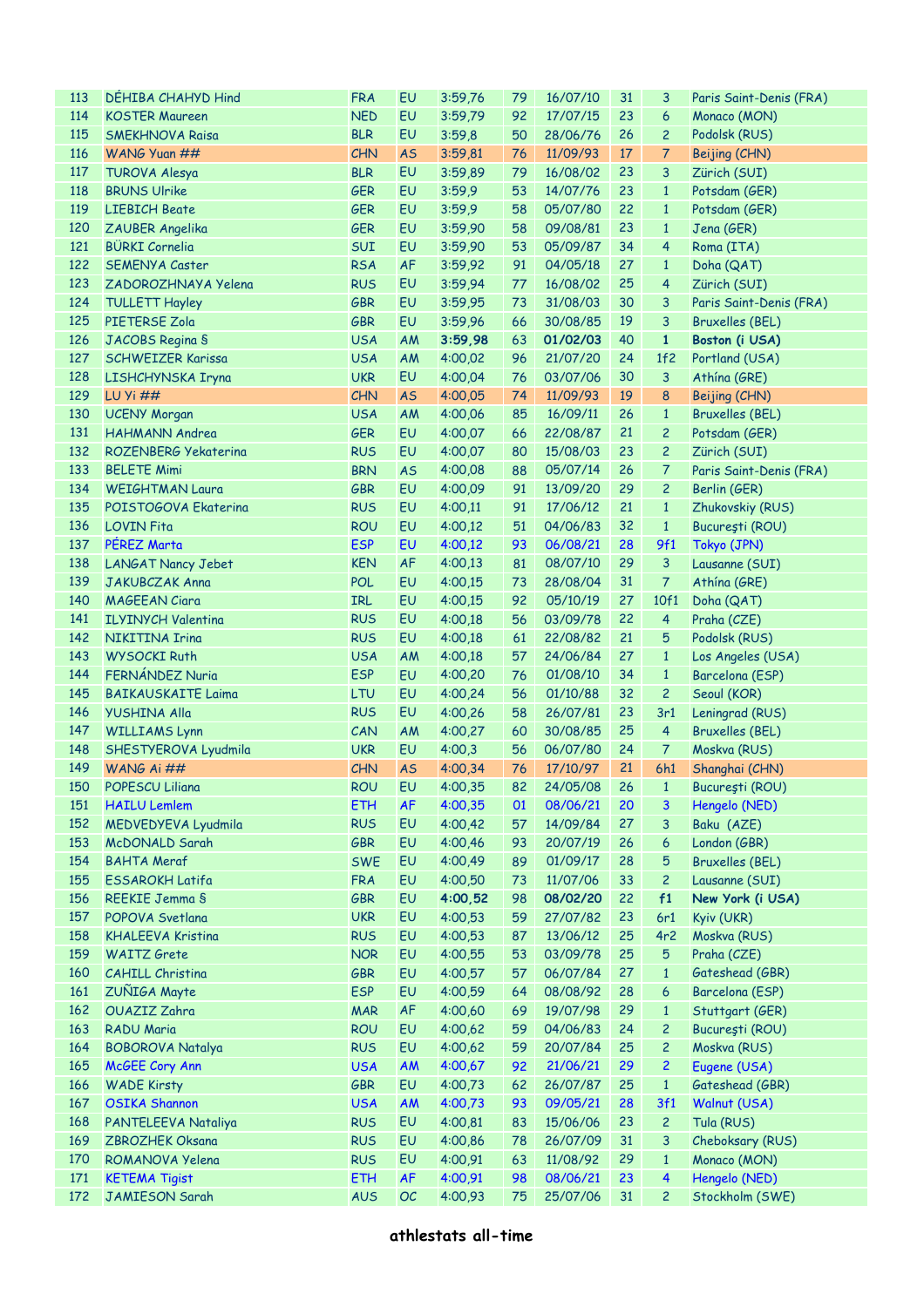| | | | | | | | | | |
|---|---|---|---|---|---|---|---|---|---|
| 113 | DÉHIBA CHAHYD Hind | FRA | EU | 3:59,76 | 79 | 16/07/10 | 31 | 3 | Paris Saint-Denis (FRA) |
| 114 | KOSTER Maureen | NED | EU | 3:59,79 | 92 | 17/07/15 | 23 | 6 | Monaco (MON) |
| 115 | SMEKHNOVA Raisa | BLR | EU | 3:59,8 | 50 | 28/06/76 | 26 | 2 | Podolsk (RUS) |
| 116 | WANG Yuan ## | CHN | AS | 3:59,81 | 76 | 11/09/93 | 17 | 7 | Beijing (CHN) |
| 117 | TUROVA Alesya | BLR | EU | 3:59,89 | 79 | 16/08/02 | 23 | 3 | Zürich (SUI) |
| 118 | BRUNS Ulrike | GER | EU | 3:59,9 | 53 | 14/07/76 | 23 | 1 | Potsdam (GER) |
| 119 | LIEBICH Beate | GER | EU | 3:59,9 | 58 | 05/07/80 | 22 | 1 | Potsdam (GER) |
| 120 | ZAUBER Angelika | GER | EU | 3:59,90 | 58 | 09/08/81 | 23 | 1 | Jena (GER) |
| 121 | BÜRKI Cornelia | SUI | EU | 3:59,90 | 53 | 05/09/87 | 34 | 4 | Roma (ITA) |
| 122 | SEMENYA Caster | RSA | AF | 3:59,92 | 91 | 04/05/18 | 27 | 1 | Doha (QAT) |
| 123 | ZADOROZHNAYA Yelena | RUS | EU | 3:59,94 | 77 | 16/08/02 | 25 | 4 | Zürich (SUI) |
| 124 | TULLETT Hayley | GBR | EU | 3:59,95 | 73 | 31/08/03 | 30 | 3 | Paris Saint-Denis (FRA) |
| 125 | PIETERSE Zola | GBR | EU | 3:59,96 | 66 | 30/08/85 | 19 | 3 | Bruxelles (BEL) |
| 126 | JACOBS Regina § | USA | AM | **3:59,98** | 63 | **01/02/03** | 40 | **1** | **Boston (i USA)** |
| 127 | SCHWEIZER Karissa | USA | AM | 4:00,02 | 96 | 21/07/20 | 24 | 1f2 | Portland (USA) |
| 128 | LISHCHYNSKA Iryna | UKR | EU | 4:00,04 | 76 | 03/07/06 | 30 | 3 | Athína (GRE) |
| 129 | LU Yi ## | CHN | AS | 4:00,05 | 74 | 11/09/93 | 19 | 8 | Beijing (CHN) |
| 130 | UCENY Morgan | USA | AM | 4:00,06 | 85 | 16/09/11 | 26 | 1 | Bruxelles (BEL) |
| 131 | HAHMANN Andrea | GER | EU | 4:00,07 | 66 | 22/08/87 | 21 | 2 | Potsdam (GER) |
| 132 | ROZENBERG Yekaterina | RUS | EU | 4:00,07 | 80 | 15/08/03 | 23 | 2 | Zürich (SUI) |
| 133 | BELETE Mimi | BRN | AS | 4:00,08 | 88 | 05/07/14 | 26 | 7 | Paris Saint-Denis (FRA) |
| 134 | WEIGHTMAN Laura | GBR | EU | 4:00,09 | 91 | 13/09/20 | 29 | 2 | Berlin (GER) |
| 135 | POISTOGOVA Ekaterina | RUS | EU | 4:00,11 | 91 | 17/06/12 | 21 | 1 | Zhukovskiy (RUS) |
| 136 | LOVIN Fita | ROU | EU | 4:00,12 | 51 | 04/06/83 | 32 | 1 | Bucureşti (ROU) |
| 137 | PÉREZ Marta | ESP | EU | 4:00,12 | 93 | 06/08/21 | 28 | 9f1 | Tokyo (JPN) |
| 138 | LANGAT Nancy Jebet | KEN | AF | 4:00,13 | 81 | 08/07/10 | 29 | 3 | Lausanne (SUI) |
| 139 | JAKUBCZAK Anna | POL | EU | 4:00,15 | 73 | 28/08/04 | 31 | 7 | Athína (GRE) |
| 140 | MAGEEAN Ciara | IRL | EU | 4:00,15 | 92 | 05/10/19 | 27 | 10f1 | Doha (QAT) |
| 141 | ILYINYCH Valentina | RUS | EU | 4:00,18 | 56 | 03/09/78 | 22 | 4 | Praha (CZE) |
| 142 | NIKITINA Irina | RUS | EU | 4:00,18 | 61 | 22/08/82 | 21 | 5 | Podolsk (RUS) |
| 143 | WYSOCKI Ruth | USA | AM | 4:00,18 | 57 | 24/06/84 | 27 | 1 | Los Angeles (USA) |
| 144 | FERNÁNDEZ Nuria | ESP | EU | 4:00,20 | 76 | 01/08/10 | 34 | 1 | Barcelona (ESP) |
| 145 | BAIKAUSKAITE Laima | LTU | EU | 4:00,24 | 56 | 01/10/88 | 32 | 2 | Seoul (KOR) |
| 146 | YUSHINA Alla | RUS | EU | 4:00,26 | 58 | 26/07/81 | 23 | 3r1 | Leningrad (RUS) |
| 147 | WILLIAMS Lynn | CAN | AM | 4:00,27 | 60 | 30/08/85 | 25 | 4 | Bruxelles (BEL) |
| 148 | SHESTYEROVA Lyudmila | UKR | EU | 4:00,3 | 56 | 06/07/80 | 24 | 7 | Moskva (RUS) |
| 149 | WANG Ai ## | CHN | AS | 4:00,34 | 76 | 17/10/97 | 21 | 6h1 | Shanghai (CHN) |
| 150 | POPESCU Liliana | ROU | EU | 4:00,35 | 82 | 24/05/08 | 26 | 1 | Bucureşti (ROU) |
| 151 | HAILU Lemlem | ETH | AF | 4:00,35 | 01 | 08/06/21 | 20 | 3 | Hengelo (NED) |
| 152 | MEDVEDYEVA Lyudmila | RUS | EU | 4:00,42 | 57 | 14/09/84 | 27 | 3 | Baku (AZE) |
| 153 | McDONALD Sarah | GBR | EU | 4:00,46 | 93 | 20/07/19 | 26 | 6 | London (GBR) |
| 154 | BAHTA Meraf | SWE | EU | 4:00,49 | 89 | 01/09/17 | 28 | 5 | Bruxelles (BEL) |
| 155 | ESSAROKH Latifa | FRA | EU | 4:00,50 | 73 | 11/07/06 | 33 | 2 | Lausanne (SUI) |
| 156 | REEKIE Jemma § | GBR | EU | **4:00,52** | 98 | **08/02/20** | 22 | **f1** | **New York (i USA)** |
| 157 | POPOVA Svetlana | UKR | EU | 4:00,53 | 59 | 27/07/82 | 23 | 6r1 | Kyiv (UKR) |
| 158 | KHALEEVA Kristina | RUS | EU | 4:00,53 | 87 | 13/06/12 | 25 | 4r2 | Moskva (RUS) |
| 159 | WAITZ Grete | NOR | EU | 4:00,55 | 53 | 03/09/78 | 25 | 5 | Praha (CZE) |
| 160 | CAHILL Christina | GBR | EU | 4:00,57 | 57 | 06/07/84 | 27 | 1 | Gateshead (GBR) |
| 161 | ZUÑIGA Mayte | ESP | EU | 4:00,59 | 64 | 08/08/92 | 28 | 6 | Barcelona (ESP) |
| 162 | OUAZIZ Zahra | MAR | AF | 4:00,60 | 69 | 19/07/98 | 29 | 1 | Stuttgart (GER) |
| 163 | RADU Maria | ROU | EU | 4:00,62 | 59 | 04/06/83 | 24 | 2 | Bucureşti (ROU) |
| 164 | BOBOROVA Natalya | RUS | EU | 4:00,62 | 59 | 20/07/84 | 25 | 2 | Moskva (RUS) |
| 165 | McGEE Cory Ann | USA | AM | 4:00,67 | 92 | 21/06/21 | 29 | 2 | Eugene (USA) |
| 166 | WADE Kirsty | GBR | EU | 4:00,73 | 62 | 26/07/87 | 25 | 1 | Gateshead (GBR) |
| 167 | OSIKA Shannon | USA | AM | 4:00,73 | 93 | 09/05/21 | 28 | 3f1 | Walnut (USA) |
| 168 | PANTELEEVA Nataliya | RUS | EU | 4:00,81 | 83 | 15/06/06 | 23 | 2 | Tula (RUS) |
| 169 | ZBROZHEK Oksana | RUS | EU | 4:00,86 | 78 | 26/07/09 | 31 | 3 | Cheboksary (RUS) |
| 170 | ROMANOVA Yelena | RUS | EU | 4:00,91 | 63 | 11/08/92 | 29 | 1 | Monaco (MON) |
| 171 | KETEMA Tigist | ETH | AF | 4:00,91 | 98 | 08/06/21 | 23 | 4 | Hengelo (NED) |
| 172 | JAMIESON Sarah | AUS | OC | 4:00,93 | 75 | 25/07/06 | 31 | 2 | Stockholm (SWE) |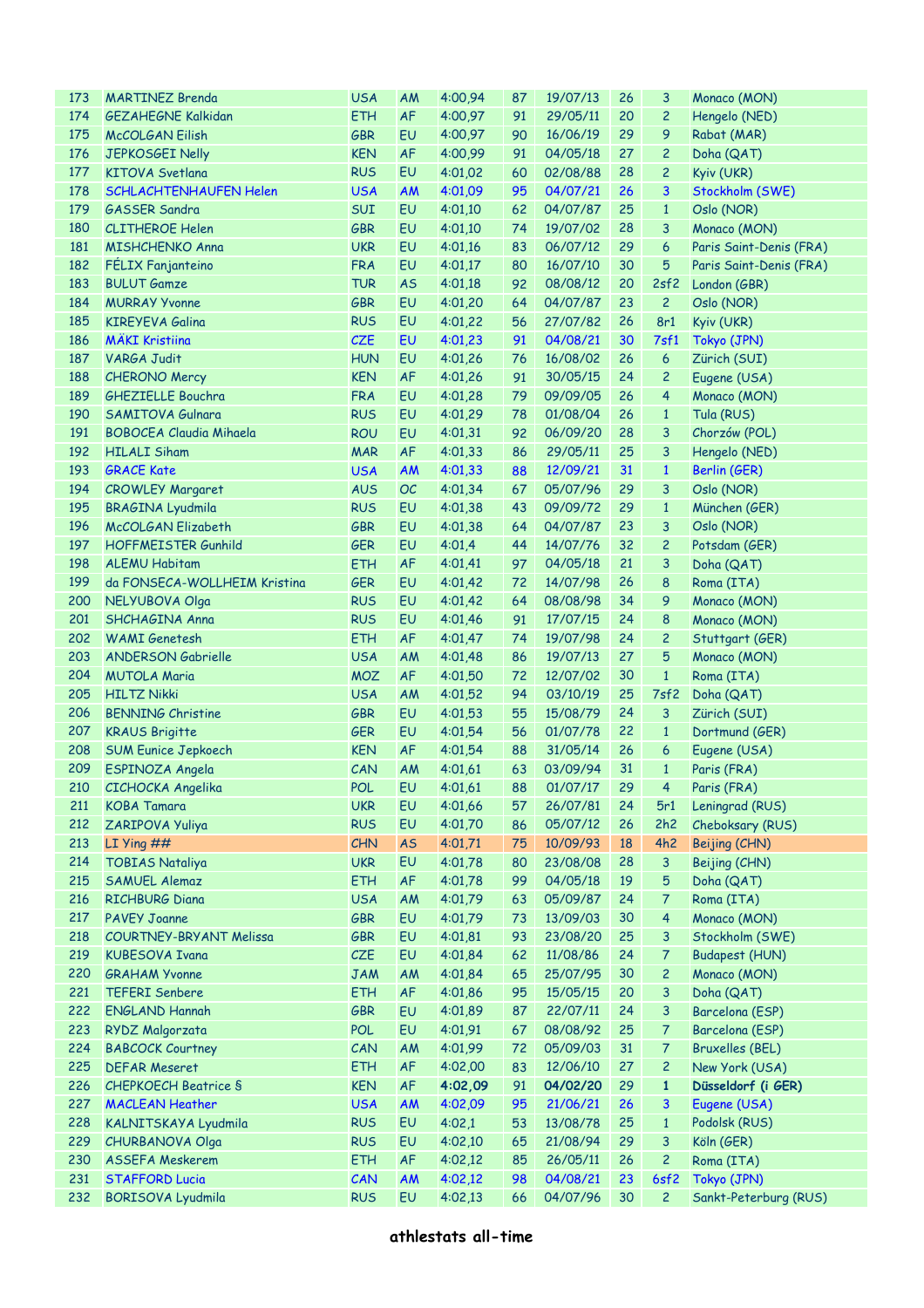| | | | | | | | | | |
|---|---|---|---|---|---|---|---|---|---|
| 173 | MARTINEZ Brenda | USA | AM | 4:00,94 | 87 | 19/07/13 | 26 | 3 | Monaco (MON) |
| 174 | GEZAHEGNE Kalkidan | ETH | AF | 4:00,97 | 91 | 29/05/11 | 20 | 2 | Hengelo (NED) |
| 175 | McCOLGAN Eilish | GBR | EU | 4:00,97 | 90 | 16/06/19 | 29 | 9 | Rabat (MAR) |
| 176 | JEPKOSGEI Nelly | KEN | AF | 4:00,99 | 91 | 04/05/18 | 27 | 2 | Doha (QAT) |
| 177 | KITOVA Svetlana | RUS | EU | 4:01,02 | 60 | 02/08/88 | 28 | 2 | Kyiv (UKR) |
| 178 | SCHLACHTENHAUFEN Helen | USA | AM | 4:01,09 | 95 | 04/07/21 | 26 | 3 | Stockholm (SWE) |
| 179 | GASSER Sandra | SUI | EU | 4:01,10 | 62 | 04/07/87 | 25 | 1 | Oslo (NOR) |
| 180 | CLITHEROE Helen | GBR | EU | 4:01,10 | 74 | 19/07/02 | 28 | 3 | Monaco (MON) |
| 181 | MISHCHENKO Anna | UKR | EU | 4:01,16 | 83 | 06/07/12 | 29 | 6 | Paris Saint-Denis (FRA) |
| 182 | FÉLIX Fanjanteino | FRA | EU | 4:01,17 | 80 | 16/07/10 | 30 | 5 | Paris Saint-Denis (FRA) |
| 183 | BULUT Gamze | TUR | AS | 4:01,18 | 92 | 08/08/12 | 20 | 2sf2 | London (GBR) |
| 184 | MURRAY Yvonne | GBR | EU | 4:01,20 | 64 | 04/07/87 | 23 | 2 | Oslo (NOR) |
| 185 | KIREYEVA Galina | RUS | EU | 4:01,22 | 56 | 27/07/82 | 26 | 8r1 | Kyiv (UKR) |
| 186 | MÄKI Kristiina | CZE | EU | 4:01,23 | 91 | 04/08/21 | 30 | 7sf1 | Tokyo (JPN) |
| 187 | VARGA Judit | HUN | EU | 4:01,26 | 76 | 16/08/02 | 26 | 6 | Zürich (SUI) |
| 188 | CHERONO Mercy | KEN | AF | 4:01,26 | 91 | 30/05/15 | 24 | 2 | Eugene (USA) |
| 189 | GHEZIELLE Bouchra | FRA | EU | 4:01,28 | 79 | 09/09/05 | 26 | 4 | Monaco (MON) |
| 190 | SAMITOVA Gulnara | RUS | EU | 4:01,29 | 78 | 01/08/04 | 26 | 1 | Tula (RUS) |
| 191 | BOBOCEA Claudia Mihaela | ROU | EU | 4:01,31 | 92 | 06/09/20 | 28 | 3 | Chorzów (POL) |
| 192 | HILALI Siham | MAR | AF | 4:01,33 | 86 | 29/05/11 | 25 | 3 | Hengelo (NED) |
| 193 | GRACE Kate | USA | AM | 4:01,33 | 88 | 12/09/21 | 31 | 1 | Berlin (GER) |
| 194 | CROWLEY Margaret | AUS | OC | 4:01,34 | 67 | 05/07/96 | 29 | 3 | Oslo (NOR) |
| 195 | BRAGINA Lyudmila | RUS | EU | 4:01,38 | 43 | 09/09/72 | 29 | 1 | München (GER) |
| 196 | McCOLGAN Elizabeth | GBR | EU | 4:01,38 | 64 | 04/07/87 | 23 | 3 | Oslo (NOR) |
| 197 | HOFFMEISTER Gunhild | GER | EU | 4:01,4 | 44 | 14/07/76 | 32 | 2 | Potsdam (GER) |
| 198 | ALEMU Habitam | ETH | AF | 4:01,41 | 97 | 04/05/18 | 21 | 3 | Doha (QAT) |
| 199 | da FONSECA-WOLLHEIM Kristina | GER | EU | 4:01,42 | 72 | 14/07/98 | 26 | 8 | Roma (ITA) |
| 200 | NELYUBOVA Olga | RUS | EU | 4:01,42 | 64 | 08/08/98 | 34 | 9 | Monaco (MON) |
| 201 | SHCHAGINA Anna | RUS | EU | 4:01,46 | 91 | 17/07/15 | 24 | 8 | Monaco (MON) |
| 202 | WAMI Genetesh | ETH | AF | 4:01,47 | 74 | 19/07/98 | 24 | 2 | Stuttgart (GER) |
| 203 | ANDERSON Gabrielle | USA | AM | 4:01,48 | 86 | 19/07/13 | 27 | 5 | Monaco (MON) |
| 204 | MUTOLA Maria | MOZ | AF | 4:01,50 | 72 | 12/07/02 | 30 | 1 | Roma (ITA) |
| 205 | HILTZ Nikki | USA | AM | 4:01,52 | 94 | 03/10/19 | 25 | 7sf2 | Doha (QAT) |
| 206 | BENNING Christine | GBR | EU | 4:01,53 | 55 | 15/08/79 | 24 | 3 | Zürich (SUI) |
| 207 | KRAUS Brigitte | GER | EU | 4:01,54 | 56 | 01/07/78 | 22 | 1 | Dortmund (GER) |
| 208 | SUM Eunice Jepkoech | KEN | AF | 4:01,54 | 88 | 31/05/14 | 26 | 6 | Eugene (USA) |
| 209 | ESPINOZA Angela | CAN | AM | 4:01,61 | 63 | 03/09/94 | 31 | 1 | Paris (FRA) |
| 210 | CICHOCKA Angelika | POL | EU | 4:01,61 | 88 | 01/07/17 | 29 | 4 | Paris (FRA) |
| 211 | KOBA Tamara | UKR | EU | 4:01,66 | 57 | 26/07/81 | 24 | 5r1 | Leningrad (RUS) |
| 212 | ZARIPOVA Yuliya | RUS | EU | 4:01,70 | 86 | 05/07/12 | 26 | 2h2 | Cheboksary (RUS) |
| 213 | LI Ying ## | CHN | AS | 4:01,71 | 75 | 10/09/93 | 18 | 4h2 | Beijing (CHN) |
| 214 | TOBIAS Nataliya | UKR | EU | 4:01,78 | 80 | 23/08/08 | 28 | 3 | Beijing (CHN) |
| 215 | SAMUEL Alemaz | ETH | AF | 4:01,78 | 99 | 04/05/18 | 19 | 5 | Doha (QAT) |
| 216 | RICHBURG Diana | USA | AM | 4:01,79 | 63 | 05/09/87 | 24 | 7 | Roma (ITA) |
| 217 | PAVEY Joanne | GBR | EU | 4:01,79 | 73 | 13/09/03 | 30 | 4 | Monaco (MON) |
| 218 | COURTNEY-BRYANT Melissa | GBR | EU | 4:01,81 | 93 | 23/08/20 | 25 | 3 | Stockholm (SWE) |
| 219 | KUBESOVA Ivana | CZE | EU | 4:01,84 | 62 | 11/08/86 | 24 | 7 | Budapest (HUN) |
| 220 | GRAHAM Yvonne | JAM | AM | 4:01,84 | 65 | 25/07/95 | 30 | 2 | Monaco (MON) |
| 221 | TEFERI Senbere | ETH | AF | 4:01,86 | 95 | 15/05/15 | 20 | 3 | Doha (QAT) |
| 222 | ENGLAND Hannah | GBR | EU | 4:01,89 | 87 | 22/07/11 | 24 | 3 | Barcelona (ESP) |
| 223 | RYDZ Malgorzata | POL | EU | 4:01,91 | 67 | 08/08/92 | 25 | 7 | Barcelona (ESP) |
| 224 | BABCOCK Courtney | CAN | AM | 4:01,99 | 72 | 05/09/03 | 31 | 7 | Bruxelles (BEL) |
| 225 | DEFAR Meseret | ETH | AF | 4:02,00 | 83 | 12/06/10 | 27 | 2 | New York (USA) |
| 226 | CHEPKOECH Beatrice § | KEN | AF | **4:02,09** | 91 | **04/02/20** | 29 | **1** | **Düsseldorf (i GER)** |
| 227 | MACLEAN Heather | USA | AM | 4:02,09 | 95 | 21/06/21 | 26 | 3 | Eugene (USA) |
| 228 | KALNITSKAYA Lyudmila | RUS | EU | 4:02,1 | 53 | 13/08/78 | 25 | 1 | Podolsk (RUS) |
| 229 | CHURBANOVA Olga | RUS | EU | 4:02,10 | 65 | 21/08/94 | 29 | 3 | Köln (GER) |
| 230 | ASSEFA Meskerem | ETH | AF | 4:02,12 | 85 | 26/05/11 | 26 | 2 | Roma (ITA) |
| 231 | STAFFORD Lucia | CAN | AM | 4:02,12 | 98 | 04/08/21 | 23 | 6sf2 | Tokyo (JPN) |
| 232 | BORISOVA Lyudmila | RUS | EU | 4:02,13 | 66 | 04/07/96 | 30 | 2 | Sankt-Peterburg (RUS) |

**athlestats all-time**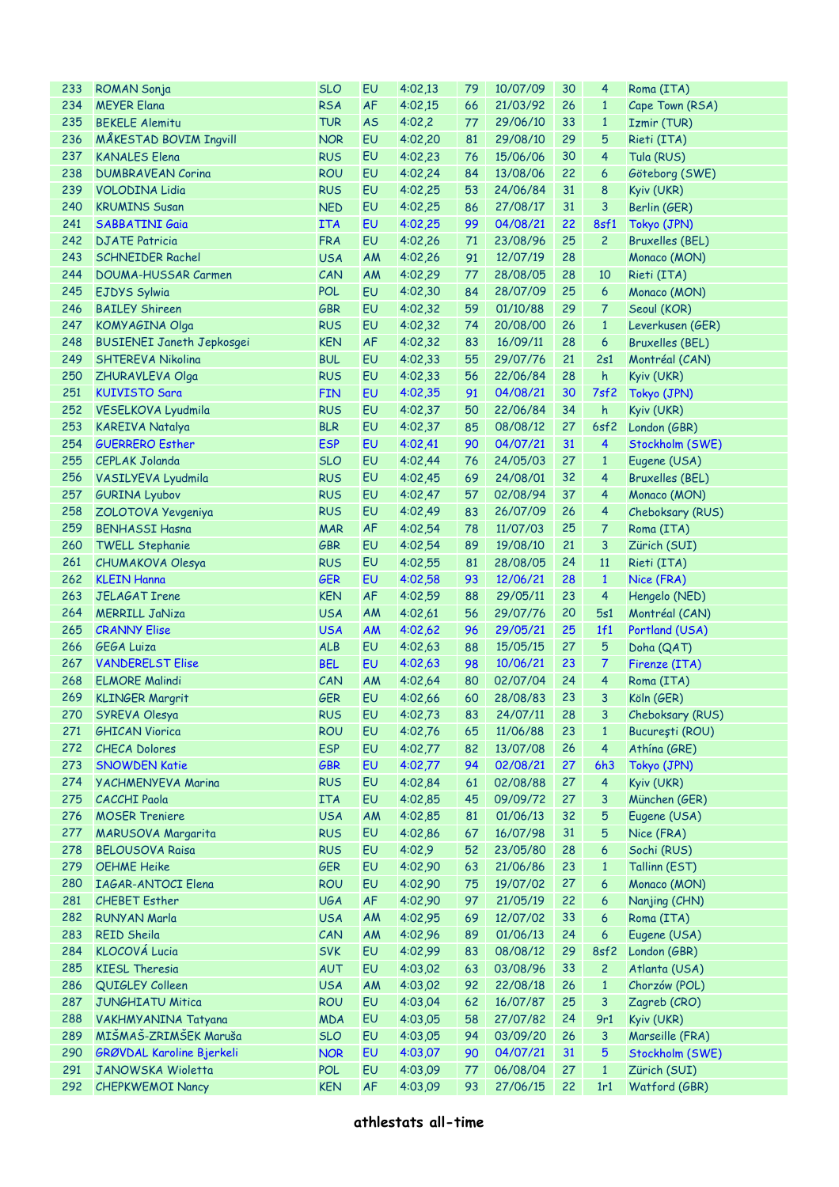| | | | | | | | | | |
|---|---|---|---|---|---|---|---|---|---|
| 233 | ROMAN Sonja | SLO | EU | 4:02,13 | 79 | 10/07/09 | 30 | 4 | Roma (ITA) |
| 234 | MEYER Elana | RSA | AF | 4:02,15 | 66 | 21/03/92 | 26 | 1 | Cape Town (RSA) |
| 235 | BEKELE Alemitu | TUR | AS | 4:02,2 | 77 | 29/06/10 | 33 | 1 | Izmir (TUR) |
| 236 | MÅKESTAD BOVIM Ingvill | NOR | EU | 4:02,20 | 81 | 29/08/10 | 29 | 5 | Rieti (ITA) |
| 237 | KANALES Elena | RUS | EU | 4:02,23 | 76 | 15/06/06 | 30 | 4 | Tula (RUS) |
| 238 | DUMBRAVEAN Corina | ROU | EU | 4:02,24 | 84 | 13/08/06 | 22 | 6 | Göteborg (SWE) |
| 239 | VOLODINA Lidia | RUS | EU | 4:02,25 | 53 | 24/06/84 | 31 | 8 | Kyiv (UKR) |
| 240 | KRUMINS Susan | NED | EU | 4:02,25 | 86 | 27/08/17 | 31 | 3 | Berlin (GER) |
| 241 | SABBATINI Gaia | ITA | EU | 4:02,25 | 99 | 04/08/21 | 22 | 8sf1 | Tokyo (JPN) |
| 242 | DJATE Patricia | FRA | EU | 4:02,26 | 71 | 23/08/96 | 25 | 2 | Bruxelles (BEL) |
| 243 | SCHNEIDER Rachel | USA | AM | 4:02,26 | 91 | 12/07/19 | 28 | | Monaco (MON) |
| 244 | DOUMA-HUSSAR Carmen | CAN | AM | 4:02,29 | 77 | 28/08/05 | 28 | 10 | Rieti (ITA) |
| 245 | EJDYS Sylwia | POL | EU | 4:02,30 | 84 | 28/07/09 | 25 | 6 | Monaco (MON) |
| 246 | BAILEY Shireen | GBR | EU | 4:02,32 | 59 | 01/10/88 | 29 | 7 | Seoul (KOR) |
| 247 | KOMYAGINA Olga | RUS | EU | 4:02,32 | 74 | 20/08/00 | 26 | 1 | Leverkusen (GER) |
| 248 | BUSIENEI Janeth Jepkosgei | KEN | AF | 4:02,32 | 83 | 16/09/11 | 28 | 6 | Bruxelles (BEL) |
| 249 | SHTEREVA Nikolina | BUL | EU | 4:02,33 | 55 | 29/07/76 | 21 | 2s1 | Montréal (CAN) |
| 250 | ZHURAVLEVA Olga | RUS | EU | 4:02,33 | 56 | 22/06/84 | 28 | h | Kyiv (UKR) |
| 251 | KUIVISTO Sara | FIN | EU | 4:02,35 | 91 | 04/08/21 | 30 | 7sf2 | Tokyo (JPN) |
| 252 | VESELKOVA Lyudmila | RUS | EU | 4:02,37 | 50 | 22/06/84 | 34 | h | Kyiv (UKR) |
| 253 | KAREIVA Natalya | BLR | EU | 4:02,37 | 85 | 08/08/12 | 27 | 6sf2 | London (GBR) |
| 254 | GUERRERO Esther | ESP | EU | 4:02,41 | 90 | 04/07/21 | 31 | 4 | Stockholm (SWE) |
| 255 | CEPLAK Jolanda | SLO | EU | 4:02,44 | 76 | 24/05/03 | 27 | 1 | Eugene (USA) |
| 256 | VASILYEVA Lyudmila | RUS | EU | 4:02,45 | 69 | 24/08/01 | 32 | 4 | Bruxelles (BEL) |
| 257 | GURINA Lyubov | RUS | EU | 4:02,47 | 57 | 02/08/94 | 37 | 4 | Monaco (MON) |
| 258 | ZOLOTOVA Yevgeniya | RUS | EU | 4:02,49 | 83 | 26/07/09 | 26 | 4 | Cheboksary (RUS) |
| 259 | BENHASSI Hasna | MAR | AF | 4:02,54 | 78 | 11/07/03 | 25 | 7 | Roma (ITA) |
| 260 | TWELL Stephanie | GBR | EU | 4:02,54 | 89 | 19/08/10 | 21 | 3 | Zürich (SUI) |
| 261 | CHUMAKOVA Olesya | RUS | EU | 4:02,55 | 81 | 28/08/05 | 24 | 11 | Rieti (ITA) |
| 262 | KLEIN Hanna | GER | EU | 4:02,58 | 93 | 12/06/21 | 28 | 1 | Nice (FRA) |
| 263 | JELAGAT Irene | KEN | AF | 4:02,59 | 88 | 29/05/11 | 23 | 4 | Hengelo (NED) |
| 264 | MERRILL JaNiza | USA | AM | 4:02,61 | 56 | 29/07/76 | 20 | 5s1 | Montréal (CAN) |
| 265 | CRANNY Elise | USA | AM | 4:02,62 | 96 | 29/05/21 | 25 | 1f1 | Portland (USA) |
| 266 | GEGA Luiza | ALB | EU | 4:02,63 | 88 | 15/05/15 | 27 | 5 | Doha (QAT) |
| 267 | VANDERELST Elise | BEL | EU | 4:02,63 | 98 | 10/06/21 | 23 | 7 | Firenze (ITA) |
| 268 | ELMORE Malindi | CAN | AM | 4:02,64 | 80 | 02/07/04 | 24 | 4 | Roma (ITA) |
| 269 | KLINGER Margrit | GER | EU | 4:02,66 | 60 | 28/08/83 | 23 | 3 | Köln (GER) |
| 270 | SYREVA Olesya | RUS | EU | 4:02,73 | 83 | 24/07/11 | 28 | 3 | Cheboksary (RUS) |
| 271 | GHICAN Viorica | ROU | EU | 4:02,76 | 65 | 11/06/88 | 23 | 1 | Bucureşti (ROU) |
| 272 | CHECA Dolores | ESP | EU | 4:02,77 | 82 | 13/07/08 | 26 | 4 | Athína (GRE) |
| 273 | SNOWDEN Katie | GBR | EU | 4:02,77 | 94 | 02/08/21 | 27 | 6h3 | Tokyo (JPN) |
| 274 | YACHMENYEVA Marina | RUS | EU | 4:02,84 | 61 | 02/08/88 | 27 | 4 | Kyiv (UKR) |
| 275 | CACCHI Paola | ITA | EU | 4:02,85 | 45 | 09/09/72 | 27 | 3 | München (GER) |
| 276 | MOSER Treniere | USA | AM | 4:02,85 | 81 | 01/06/13 | 32 | 5 | Eugene (USA) |
| 277 | MARUSOVA Margarita | RUS | EU | 4:02,86 | 67 | 16/07/98 | 31 | 5 | Nice (FRA) |
| 278 | BELOUSOVA Raisa | RUS | EU | 4:02,9 | 52 | 23/05/80 | 28 | 6 | Sochi (RUS) |
| 279 | OEHME Heike | GER | EU | 4:02,90 | 63 | 21/06/86 | 23 | 1 | Tallinn (EST) |
| 280 | IAGAR-ANTOCI Elena | ROU | EU | 4:02,90 | 75 | 19/07/02 | 27 | 6 | Monaco (MON) |
| 281 | CHEBET Esther | UGA | AF | 4:02,90 | 97 | 21/05/19 | 22 | 6 | Nanjing (CHN) |
| 282 | RUNYAN Marla | USA | AM | 4:02,95 | 69 | 12/07/02 | 33 | 6 | Roma (ITA) |
| 283 | REID Sheila | CAN | AM | 4:02,96 | 89 | 01/06/13 | 24 | 6 | Eugene (USA) |
| 284 | KLOCOVÁ Lucia | SVK | EU | 4:02,99 | 83 | 08/08/12 | 29 | 8sf2 | London (GBR) |
| 285 | KIESL Theresia | AUT | EU | 4:03,02 | 63 | 03/08/96 | 33 | 2 | Atlanta (USA) |
| 286 | QUIGLEY Colleen | USA | AM | 4:03,02 | 92 | 22/08/18 | 26 | 1 | Chorzów (POL) |
| 287 | JUNGHIATU Mitica | ROU | EU | 4:03,04 | 62 | 16/07/87 | 25 | 3 | Zagreb (CRO) |
| 288 | VAKHMYANINA Tatyana | MDA | EU | 4:03,05 | 58 | 27/07/82 | 24 | 9r1 | Kyiv (UKR) |
| 289 | MIŠMAŠ-ZRIMŠEK Maruša | SLO | EU | 4:03,05 | 94 | 03/09/20 | 26 | 3 | Marseille (FRA) |
| 290 | GRØVDAL Karoline Bjerkeli | NOR | EU | 4:03,07 | 90 | 04/07/21 | 31 | 5 | Stockholm (SWE) |
| 291 | JANOWSKA Wioletta | POL | EU | 4:03,09 | 77 | 06/08/04 | 27 | 1 | Zürich (SUI) |
| 292 | CHEPKWEMOI Nancy | KEN | AF | 4:03,09 | 93 | 27/06/15 | 22 | 1r1 | Watford (GBR) |

athlestats all-time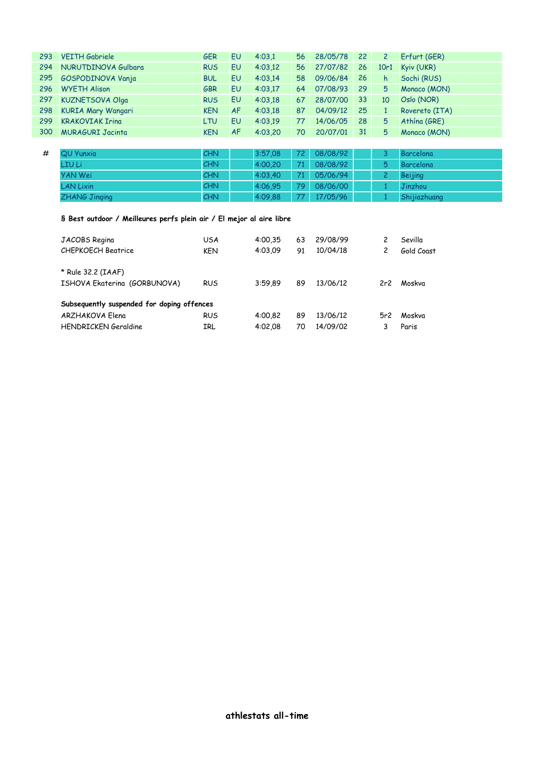| | | | | | | | | | |
|---|---|---|---|---|---|---|---|---|---|
| 293 | VEITH Gabriele | GER | EU | 4:03,1 | 56 | 28/05/78 | 22 | 2 | Erfurt (GER) |
| 294 | NURUTDINOVA Gulbara | RUS | EU | 4:03,12 | 56 | 27/07/82 | 26 | 10r1 | Kyiv (UKR) |
| 295 | GOSPODINOVA Vanja | BUL | EU | 4:03,14 | 58 | 09/06/84 | 26 | h | Sochi (RUS) |
| 296 | WYETH Alison | GBR | EU | 4:03,17 | 64 | 07/08/93 | 29 | 5 | Monaco (MON) |
| 297 | KUZNETSOVA Olga | RUS | EU | 4:03,18 | 67 | 28/07/00 | 33 | 10 | Oslo (NOR) |
| 298 | KURIA Mary Wangari | KEN | AF | 4:03,18 | 87 | 04/09/12 | 25 | 1 | Rovereto (ITA) |
| 299 | KRAKOVIAK Irina | LTU | EU | 4:03,19 | 77 | 14/06/05 | 28 | 5 | Athína (GRE) |
| 300 | MURAGURI Jacinta | KEN | AF | 4:03,20 | 70 | 20/07/01 | 31 | 5 | Monaco (MON) |

| | | | | | | | | | |
|---|---|---|---|---|---|---|---|---|---|
| # | QU Yunxia | CHN | | 3:57,08 | 72 | 08/08/92 | | 3 | Barcelona |
| | LIU Li | CHN | | 4:00,20 | 71 | 08/08/92 | | 5 | Barcelona |
| | YAN Wei | CHN | | 4:03,40 | 71 | 05/06/94 | | 2 | Beijing |
| | LAN Lixin | CHN | | 4:06,95 | 79 | 08/06/00 | | 1 | Jinzhou |
| | ZHANG Jinqing | CHN | | 4:09,88 | 77 | 17/05/96 | | 1 | Shijiazhuang |

**§ Best outdoor / Meilleures perfs plein air / El mejor al aire libre**

| | | | | | | |
|---|---|---|---|---|---|---|
| JACOBS Regina | USA | 4:00,35 | 63 | 29/08/99 | 2 | Sevilla |
| CHEPKOECH Beatrice | KEN | 4:03,09 | 91 | 10/04/18 | 2 | Gold Coast |

\* Rule 32.2 (IAAF)

| | | | | | | |
|---|---|---|---|---|---|---|
| ISHOVA Ekaterina (GORBUNOVA) | RUS | 3:59,89 | 89 | 13/06/12 | 2r2 | Moskva |

**Subsequently suspended for doping offences**

| | | | | | | |
|---|---|---|---|---|---|---|
| ARZHAKOVA Elena | RUS | 4:00,82 | 89 | 13/06/12 | 5r2 | Moskva |
| HENDRICKEN Geraldine | IRL | 4:02,08 | 70 | 14/09/02 | 3 | Paris |